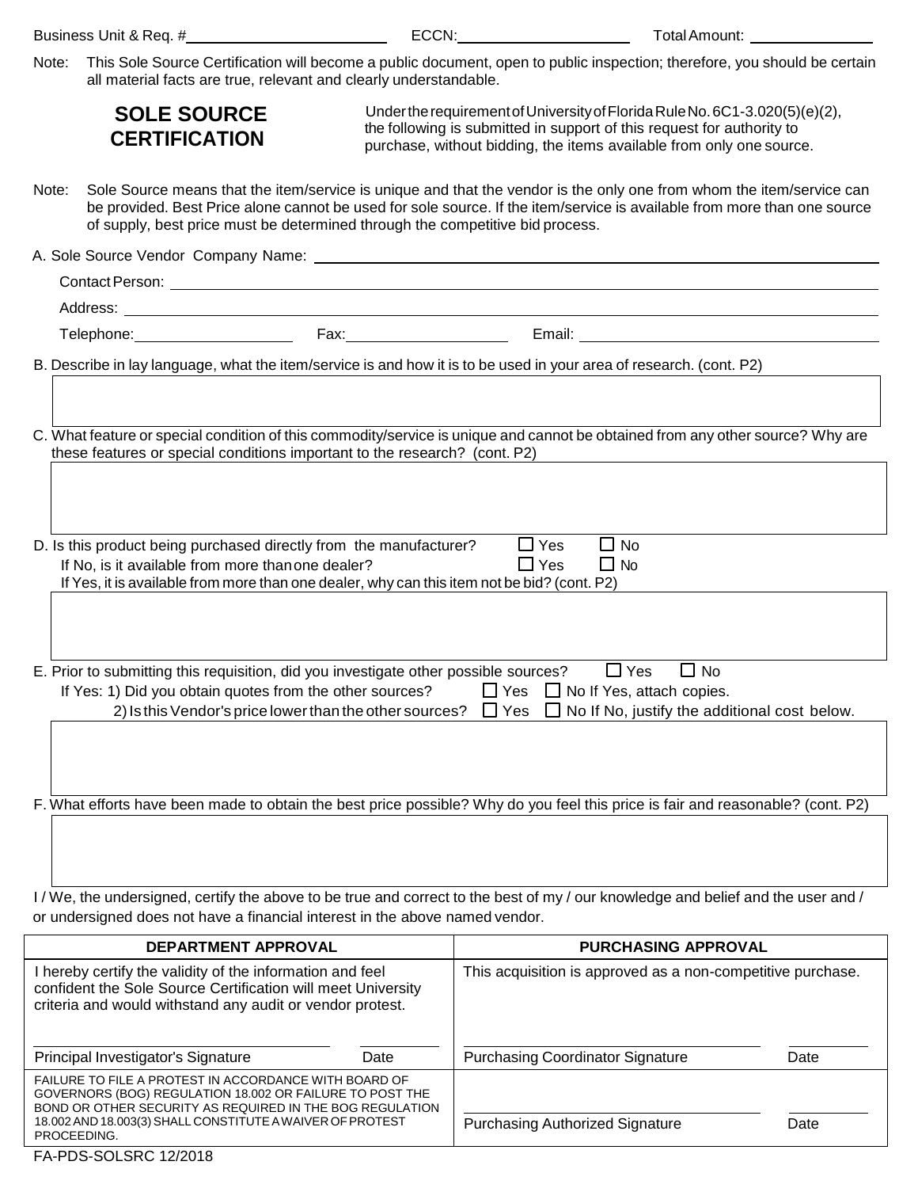Business Unit & Req. #______________________ ECCN:____________________ Total Amount: ______________

Note: This Sole Source Certification will become a public document, open to public inspection; therefore, you should be certain all material facts are true, relevant and clearly understandable.

# SOLE SOURCE CERTIFICATION

Under the requirement of University of Florida Rule No. 6C1-3.020(5)(e)(2), the following is submitted in support of this request for authority to purchase, without bidding, the items available from only one source.

Note: Sole Source means that the item/service is unique and that the vendor is the only one from whom the item/service can be provided. Best Price alone cannot be used for sole source. If the item/service is available from more than one source of supply, best price must be determined through the competitive bid process.

A. Sole Source Vendor Company Name: ______________________________

Contact Person: ______________________________

Address: ______________________________

Telephone: ______________ Fax: ______________ Email: ______________________________

B. Describe in lay language, what the item/service is and how it is to be used in your area of research. (cont. P2)

C. What feature or special condition of this commodity/service is unique and cannot be obtained from any other source? Why are these features or special conditions important to the research? (cont. P2)

D. Is this product being purchased directly from the manufacturer? ☐ Yes ☐ No

If No, is it available from more than one dealer? ☐ Yes ☐ No

If Yes, it is available from more than one dealer, why can this item not be bid? (cont. P2)

E. Prior to submitting this requisition, did you investigate other possible sources? ☐ Yes ☐ No

If Yes: 1) Did you obtain quotes from the other sources? ☐ Yes ☐ No If Yes, attach copies.

2) Is this Vendor's price lower than the other sources? ☐ Yes ☐ No If No, justify the additional cost below.

F. What efforts have been made to obtain the best price possible? Why do you feel this price is fair and reasonable? (cont. P2)

I / We, the undersigned, certify the above to be true and correct to the best of my / our knowledge and belief and the user and / or undersigned does not have a financial interest in the above named vendor.

| DEPARTMENT APPROVAL | | PURCHASING APPROVAL | |
|---|---|---|---|
| I hereby certify the validity of the information and feel confident the Sole Source Certification will meet University criteria and would withstand any audit or vendor protest. | | This acquisition is approved as a non-competitive purchase. | |
| Principal Investigator's Signature | Date | Purchasing Coordinator Signature | Date |
| FAILURE TO FILE A PROTEST IN ACCORDANCE WITH BOARD OF GOVERNORS (BOG) REGULATION 18.002 OR FAILURE TO POST THE BOND OR OTHER SECURITY AS REQUIRED IN THE BOG REGULATION 18.002 AND 18.003(3) SHALL CONSTITUTE A WAIVER OF PROTEST PROCEEDING. | | Purchasing Authorized Signature | Date |

FA-PDS-SOLSRC 12/2018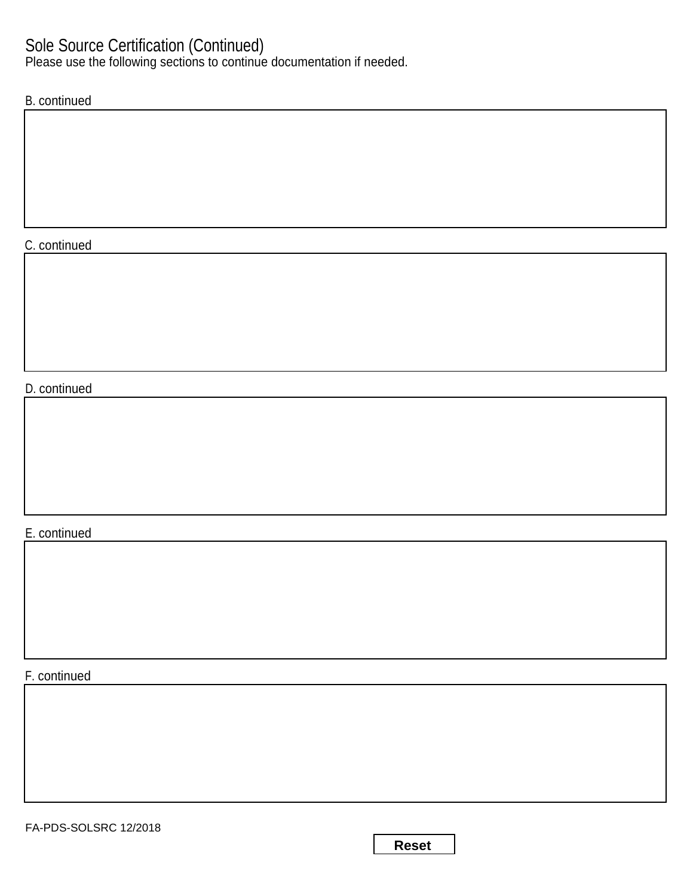## Sole Source Certification (Continued)

Please use the following sections to continue documentation if needed.

B. continued

C. continued

D. continued

E. continued

F. continued

FA-PDS-SOLSRC 12/2018

Reset